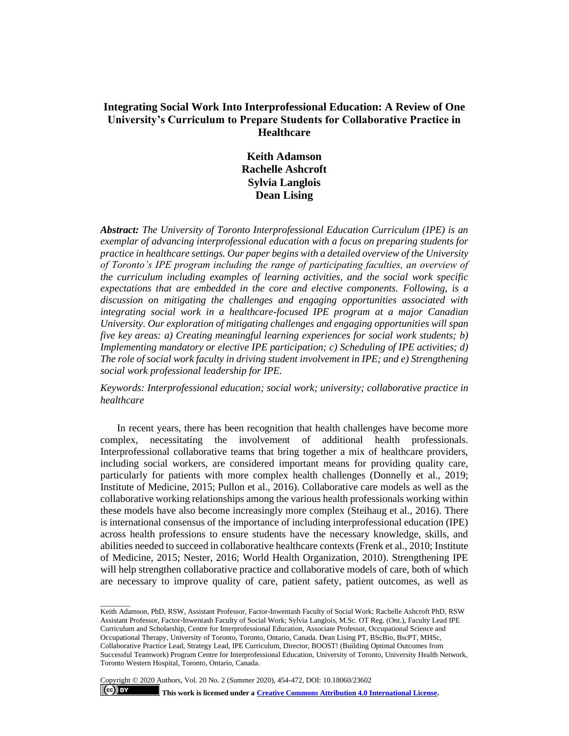# Integrating Social Work Into Interprofessional Education: A Review of One University's Curriculum to Prepare Students for Collaborative Practice in Healthcare

**Keith Adamson**
**Rachelle Ashcroft**
**Sylvia Langlois**
**Dean Lising**

***Abstract:*** *The University of Toronto Interprofessional Education Curriculum (IPE) is an exemplar of advancing interprofessional education with a focus on preparing students for practice in healthcare settings. Our paper begins with a detailed overview of the University of Toronto's IPE program including the range of participating faculties, an overview of the curriculum including examples of learning activities, and the social work specific expectations that are embedded in the core and elective components. Following, is a discussion on mitigating the challenges and engaging opportunities associated with integrating social work in a healthcare-focused IPE program at a major Canadian University. Our exploration of mitigating challenges and engaging opportunities will span five key areas: a) Creating meaningful learning experiences for social work students; b) Implementing mandatory or elective IPE participation; c) Scheduling of IPE activities; d) The role of social work faculty in driving student involvement in IPE; and e) Strengthening social work professional leadership for IPE.*

*Keywords: Interprofessional education; social work; university; collaborative practice in healthcare*

In recent years, there has been recognition that health challenges have become more complex, necessitating the involvement of additional health professionals. Interprofessional collaborative teams that bring together a mix of healthcare providers, including social workers, are considered important means for providing quality care, particularly for patients with more complex health challenges (Donnelly et al., 2019; Institute of Medicine, 2015; Pullon et al., 2016). Collaborative care models as well as the collaborative working relationships among the various health professionals working within these models have also become increasingly more complex (Steihaug et al., 2016). There is international consensus of the importance of including interprofessional education (IPE) across health professions to ensure students have the necessary knowledge, skills, and abilities needed to succeed in collaborative healthcare contexts (Frenk et al., 2010; Institute of Medicine, 2015; Nester, 2016; World Health Organization, 2010). Strengthening IPE will help strengthen collaborative practice and collaborative models of care, both of which are necessary to improve quality of care, patient safety, patient outcomes, as well as

---

Keith Adamson, PhD, RSW, Assistant Professor, Factor-Inwentash Faculty of Social Work; Rachelle Ashcroft PhD, RSW Assistant Professor, Factor-Inwentash Faculty of Social Work; Sylvia Langlois, M.Sc. OT Reg. (Ont.), Faculty Lead IPE Curriculum and Scholarship, Centre for Interprofessional Education, Associate Professor, Occupational Science and Occupational Therapy, University of Toronto, Toronto, Ontario, Canada. Dean Lising PT, BScBio, BscPT, MHSc, Collaborative Practice Lead, Strategy Lead, IPE Curriculum, Director, BOOST! (Building Optimal Outcomes from Successful Teamwork) Program Centre for Interprofessional Education, University of Toronto, University Health Network, Toronto Western Hospital, Toronto, Ontario, Canada.

Copyright © 2020 Authors, Vol. 20 No. 2 (Summer 2020), 454-472, DOI: 10.18060/23602

This work is licensed under a Creative Commons Attribution 4.0 International License.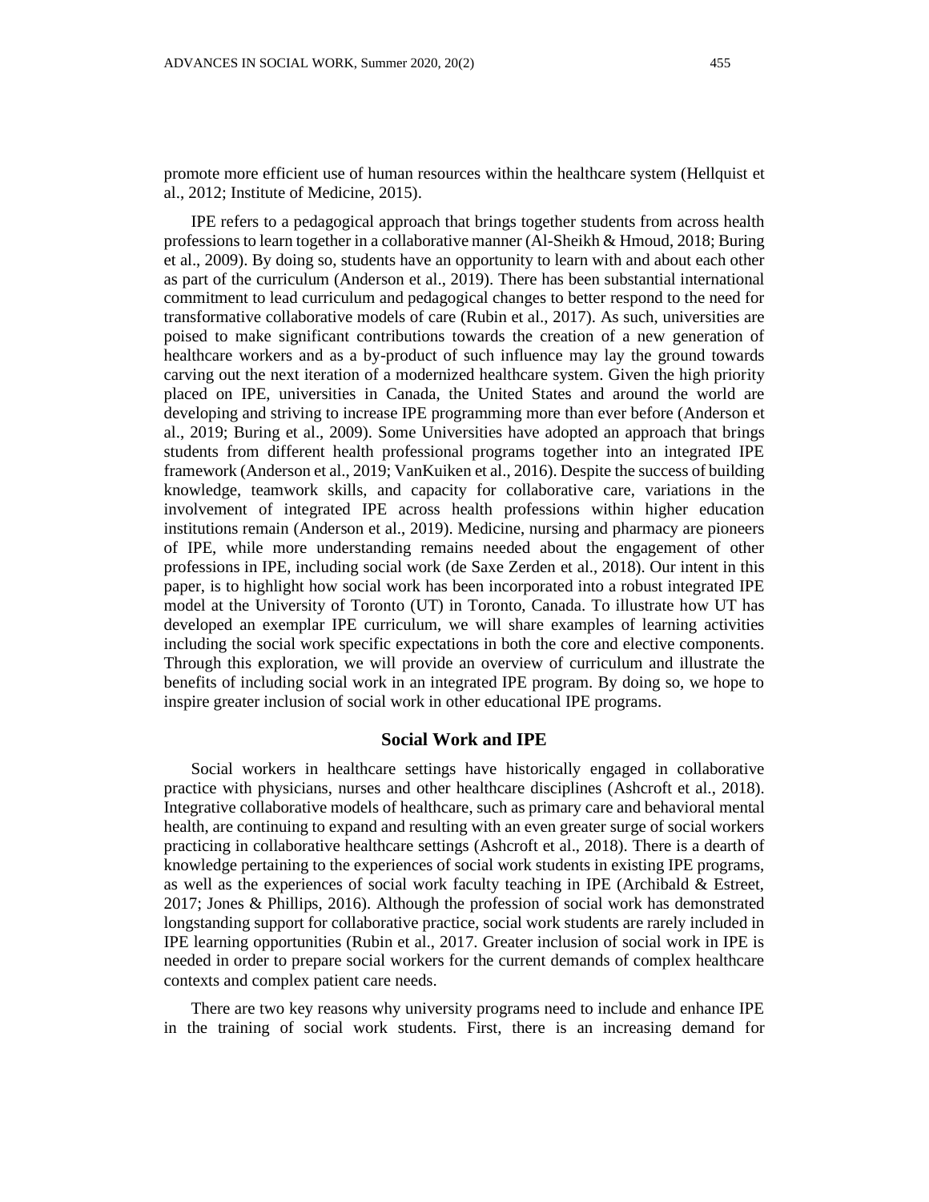promote more efficient use of human resources within the healthcare system (Hellquist et al., 2012; Institute of Medicine, 2015).

IPE refers to a pedagogical approach that brings together students from across health professions to learn together in a collaborative manner (Al-Sheikh & Hmoud, 2018; Buring et al., 2009). By doing so, students have an opportunity to learn with and about each other as part of the curriculum (Anderson et al., 2019). There has been substantial international commitment to lead curriculum and pedagogical changes to better respond to the need for transformative collaborative models of care (Rubin et al., 2017). As such, universities are poised to make significant contributions towards the creation of a new generation of healthcare workers and as a by-product of such influence may lay the ground towards carving out the next iteration of a modernized healthcare system. Given the high priority placed on IPE, universities in Canada, the United States and around the world are developing and striving to increase IPE programming more than ever before (Anderson et al., 2019; Buring et al., 2009). Some Universities have adopted an approach that brings students from different health professional programs together into an integrated IPE framework (Anderson et al., 2019; VanKuiken et al., 2016). Despite the success of building knowledge, teamwork skills, and capacity for collaborative care, variations in the involvement of integrated IPE across health professions within higher education institutions remain (Anderson et al., 2019). Medicine, nursing and pharmacy are pioneers of IPE, while more understanding remains needed about the engagement of other professions in IPE, including social work (de Saxe Zerden et al., 2018). Our intent in this paper, is to highlight how social work has been incorporated into a robust integrated IPE model at the University of Toronto (UT) in Toronto, Canada. To illustrate how UT has developed an exemplar IPE curriculum, we will share examples of learning activities including the social work specific expectations in both the core and elective components. Through this exploration, we will provide an overview of curriculum and illustrate the benefits of including social work in an integrated IPE program. By doing so, we hope to inspire greater inclusion of social work in other educational IPE programs.

## Social Work and IPE

Social workers in healthcare settings have historically engaged in collaborative practice with physicians, nurses and other healthcare disciplines (Ashcroft et al., 2018). Integrative collaborative models of healthcare, such as primary care and behavioral mental health, are continuing to expand and resulting with an even greater surge of social workers practicing in collaborative healthcare settings (Ashcroft et al., 2018). There is a dearth of knowledge pertaining to the experiences of social work students in existing IPE programs, as well as the experiences of social work faculty teaching in IPE (Archibald & Estreet, 2017; Jones & Phillips, 2016). Although the profession of social work has demonstrated longstanding support for collaborative practice, social work students are rarely included in IPE learning opportunities (Rubin et al., 2017. Greater inclusion of social work in IPE is needed in order to prepare social workers for the current demands of complex healthcare contexts and complex patient care needs.

There are two key reasons why university programs need to include and enhance IPE in the training of social work students. First, there is an increasing demand for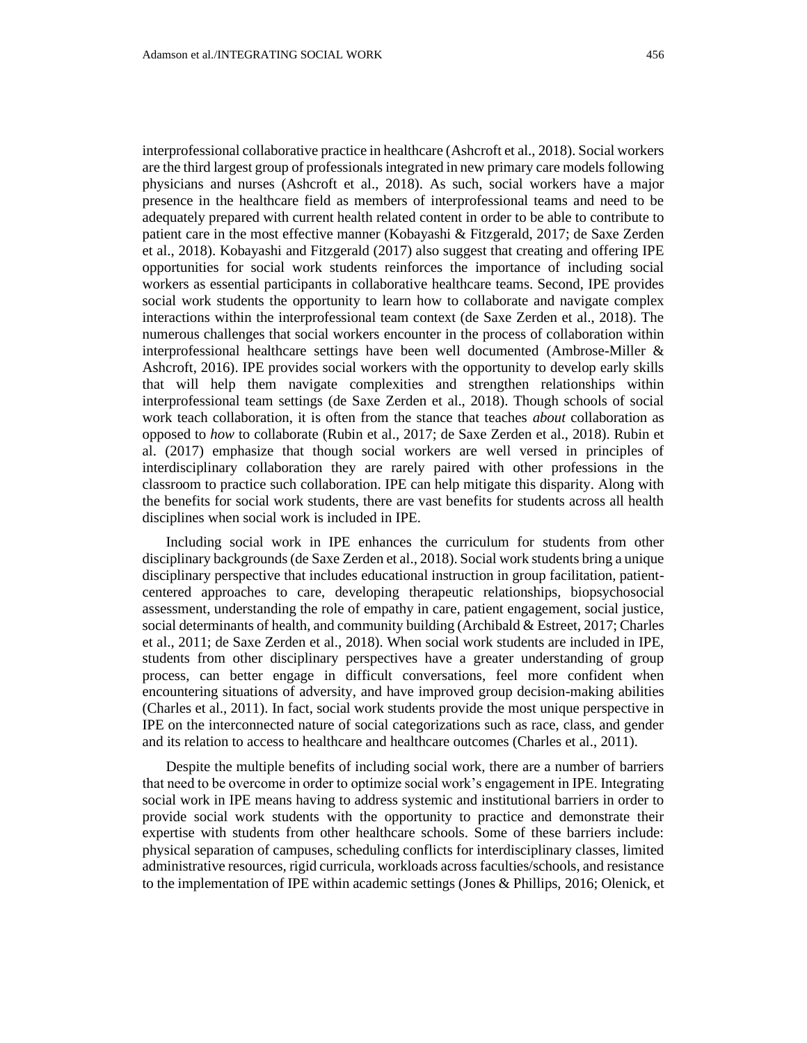interprofessional collaborative practice in healthcare (Ashcroft et al., 2018). Social workers are the third largest group of professionals integrated in new primary care models following physicians and nurses (Ashcroft et al., 2018). As such, social workers have a major presence in the healthcare field as members of interprofessional teams and need to be adequately prepared with current health related content in order to be able to contribute to patient care in the most effective manner (Kobayashi & Fitzgerald, 2017; de Saxe Zerden et al., 2018). Kobayashi and Fitzgerald (2017) also suggest that creating and offering IPE opportunities for social work students reinforces the importance of including social workers as essential participants in collaborative healthcare teams. Second, IPE provides social work students the opportunity to learn how to collaborate and navigate complex interactions within the interprofessional team context (de Saxe Zerden et al., 2018). The numerous challenges that social workers encounter in the process of collaboration within interprofessional healthcare settings have been well documented (Ambrose-Miller & Ashcroft, 2016). IPE provides social workers with the opportunity to develop early skills that will help them navigate complexities and strengthen relationships within interprofessional team settings (de Saxe Zerden et al., 2018). Though schools of social work teach collaboration, it is often from the stance that teaches *about* collaboration as opposed to *how* to collaborate (Rubin et al., 2017; de Saxe Zerden et al., 2018). Rubin et al. (2017) emphasize that though social workers are well versed in principles of interdisciplinary collaboration they are rarely paired with other professions in the classroom to practice such collaboration. IPE can help mitigate this disparity. Along with the benefits for social work students, there are vast benefits for students across all health disciplines when social work is included in IPE.

Including social work in IPE enhances the curriculum for students from other disciplinary backgrounds (de Saxe Zerden et al., 2018). Social work students bring a unique disciplinary perspective that includes educational instruction in group facilitation, patient-centered approaches to care, developing therapeutic relationships, biopsychosocial assessment, understanding the role of empathy in care, patient engagement, social justice, social determinants of health, and community building (Archibald & Estreet, 2017; Charles et al., 2011; de Saxe Zerden et al., 2018). When social work students are included in IPE, students from other disciplinary perspectives have a greater understanding of group process, can better engage in difficult conversations, feel more confident when encountering situations of adversity, and have improved group decision-making abilities (Charles et al., 2011). In fact, social work students provide the most unique perspective in IPE on the interconnected nature of social categorizations such as race, class, and gender and its relation to access to healthcare and healthcare outcomes (Charles et al., 2011).

Despite the multiple benefits of including social work, there are a number of barriers that need to be overcome in order to optimize social work's engagement in IPE. Integrating social work in IPE means having to address systemic and institutional barriers in order to provide social work students with the opportunity to practice and demonstrate their expertise with students from other healthcare schools. Some of these barriers include: physical separation of campuses, scheduling conflicts for interdisciplinary classes, limited administrative resources, rigid curricula, workloads across faculties/schools, and resistance to the implementation of IPE within academic settings (Jones & Phillips, 2016; Olenick, et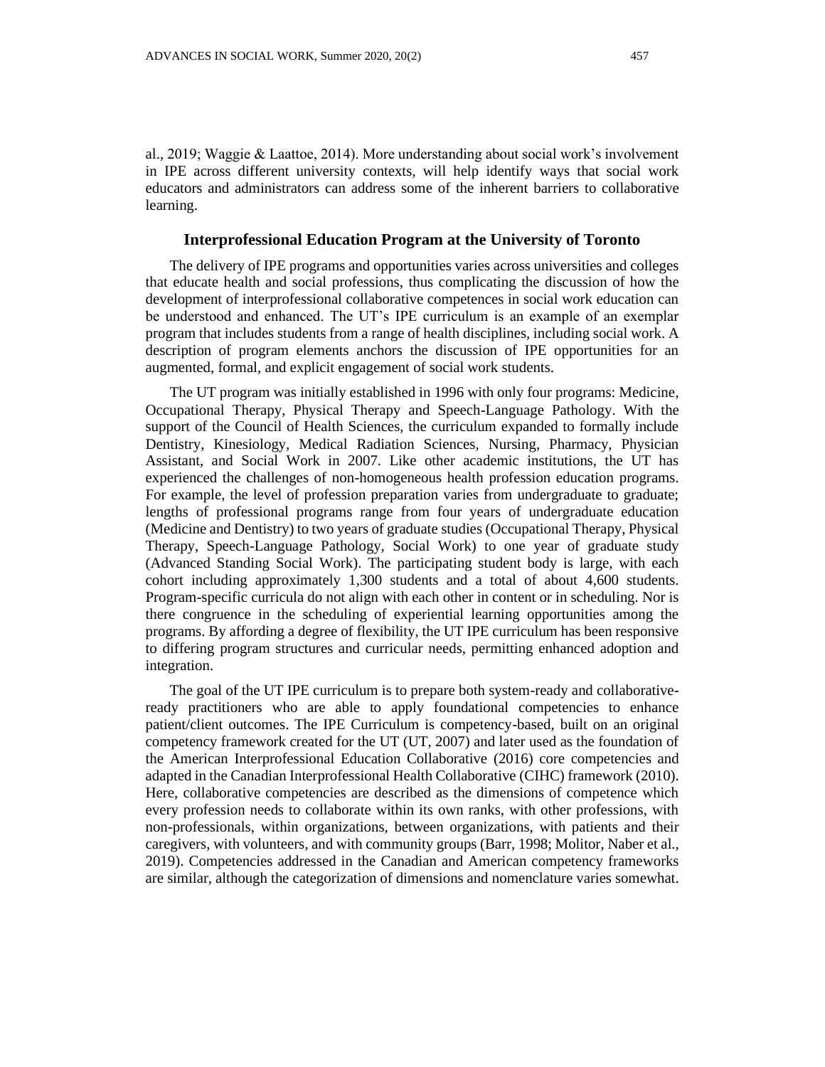al., 2019; Waggie & Laattoe, 2014). More understanding about social work's involvement in IPE across different university contexts, will help identify ways that social work educators and administrators can address some of the inherent barriers to collaborative learning.

## Interprofessional Education Program at the University of Toronto

The delivery of IPE programs and opportunities varies across universities and colleges that educate health and social professions, thus complicating the discussion of how the development of interprofessional collaborative competences in social work education can be understood and enhanced. The UT's IPE curriculum is an example of an exemplar program that includes students from a range of health disciplines, including social work. A description of program elements anchors the discussion of IPE opportunities for an augmented, formal, and explicit engagement of social work students.

The UT program was initially established in 1996 with only four programs: Medicine, Occupational Therapy, Physical Therapy and Speech-Language Pathology. With the support of the Council of Health Sciences, the curriculum expanded to formally include Dentistry, Kinesiology, Medical Radiation Sciences, Nursing, Pharmacy, Physician Assistant, and Social Work in 2007. Like other academic institutions, the UT has experienced the challenges of non-homogeneous health profession education programs. For example, the level of profession preparation varies from undergraduate to graduate; lengths of professional programs range from four years of undergraduate education (Medicine and Dentistry) to two years of graduate studies (Occupational Therapy, Physical Therapy, Speech-Language Pathology, Social Work) to one year of graduate study (Advanced Standing Social Work). The participating student body is large, with each cohort including approximately 1,300 students and a total of about 4,600 students. Program-specific curricula do not align with each other in content or in scheduling. Nor is there congruence in the scheduling of experiential learning opportunities among the programs. By affording a degree of flexibility, the UT IPE curriculum has been responsive to differing program structures and curricular needs, permitting enhanced adoption and integration.

The goal of the UT IPE curriculum is to prepare both system-ready and collaborative-ready practitioners who are able to apply foundational competencies to enhance patient/client outcomes. The IPE Curriculum is competency-based, built on an original competency framework created for the UT (UT, 2007) and later used as the foundation of the American Interprofessional Education Collaborative (2016) core competencies and adapted in the Canadian Interprofessional Health Collaborative (CIHC) framework (2010). Here, collaborative competencies are described as the dimensions of competence which every profession needs to collaborate within its own ranks, with other professions, with non-professionals, within organizations, between organizations, with patients and their caregivers, with volunteers, and with community groups (Barr, 1998; Molitor, Naber et al., 2019). Competencies addressed in the Canadian and American competency frameworks are similar, although the categorization of dimensions and nomenclature varies somewhat.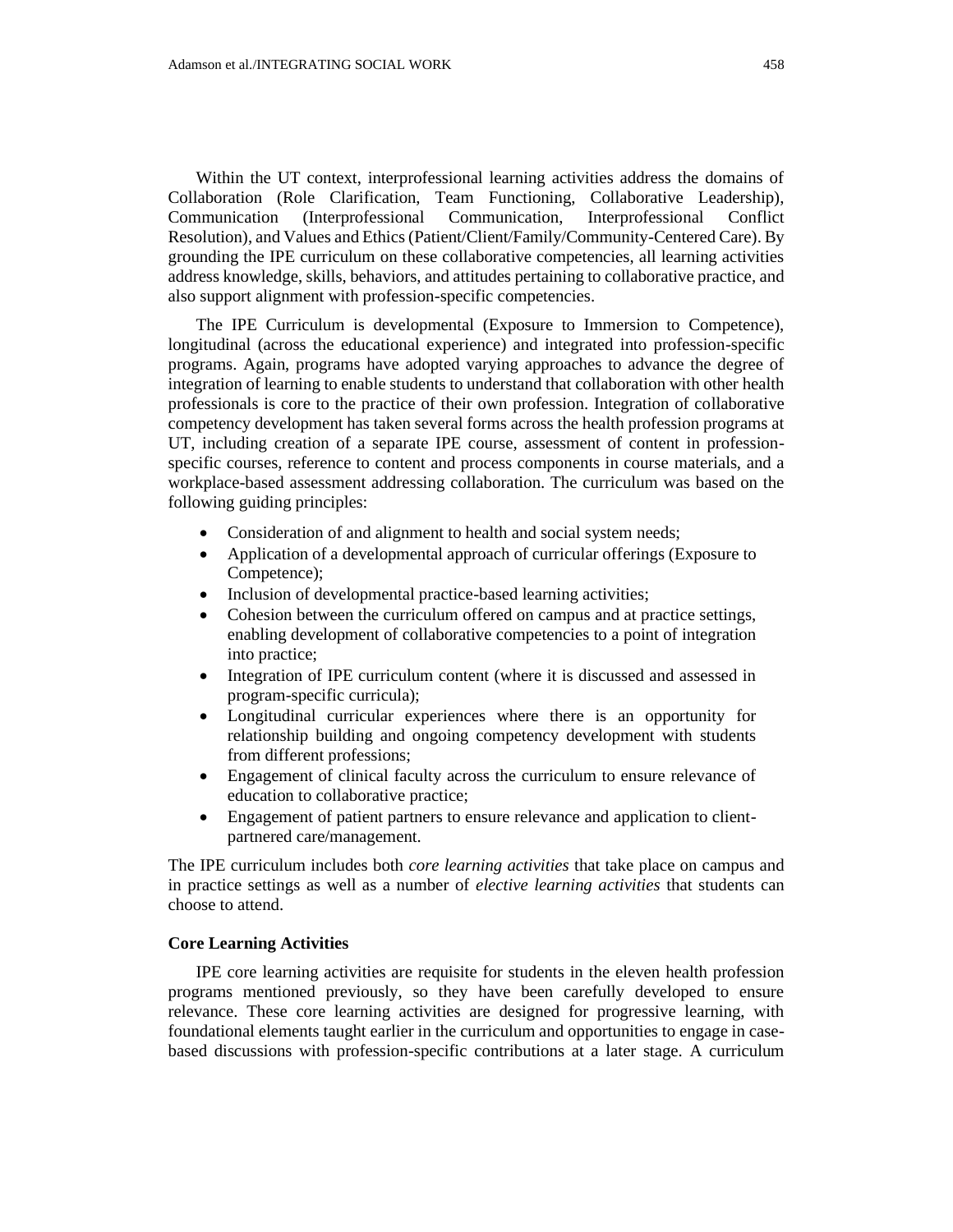Within the UT context, interprofessional learning activities address the domains of Collaboration (Role Clarification, Team Functioning, Collaborative Leadership), Communication (Interprofessional Communication, Interprofessional Conflict Resolution), and Values and Ethics (Patient/Client/Family/Community-Centered Care). By grounding the IPE curriculum on these collaborative competencies, all learning activities address knowledge, skills, behaviors, and attitudes pertaining to collaborative practice, and also support alignment with profession-specific competencies.

The IPE Curriculum is developmental (Exposure to Immersion to Competence), longitudinal (across the educational experience) and integrated into profession-specific programs. Again, programs have adopted varying approaches to advance the degree of integration of learning to enable students to understand that collaboration with other health professionals is core to the practice of their own profession. Integration of collaborative competency development has taken several forms across the health profession programs at UT, including creation of a separate IPE course, assessment of content in profession-specific courses, reference to content and process components in course materials, and a workplace-based assessment addressing collaboration. The curriculum was based on the following guiding principles:

- Consideration of and alignment to health and social system needs;
- Application of a developmental approach of curricular offerings (Exposure to Competence);
- Inclusion of developmental practice-based learning activities;
- Cohesion between the curriculum offered on campus and at practice settings, enabling development of collaborative competencies to a point of integration into practice;
- Integration of IPE curriculum content (where it is discussed and assessed in program-specific curricula);
- Longitudinal curricular experiences where there is an opportunity for relationship building and ongoing competency development with students from different professions;
- Engagement of clinical faculty across the curriculum to ensure relevance of education to collaborative practice;
- Engagement of patient partners to ensure relevance and application to client-partnered care/management.

The IPE curriculum includes both *core learning activities* that take place on campus and in practice settings as well as a number of *elective learning activities* that students can choose to attend.

**Core Learning Activities**

IPE core learning activities are requisite for students in the eleven health profession programs mentioned previously, so they have been carefully developed to ensure relevance. These core learning activities are designed for progressive learning, with foundational elements taught earlier in the curriculum and opportunities to engage in case-based discussions with profession-specific contributions at a later stage. A curriculum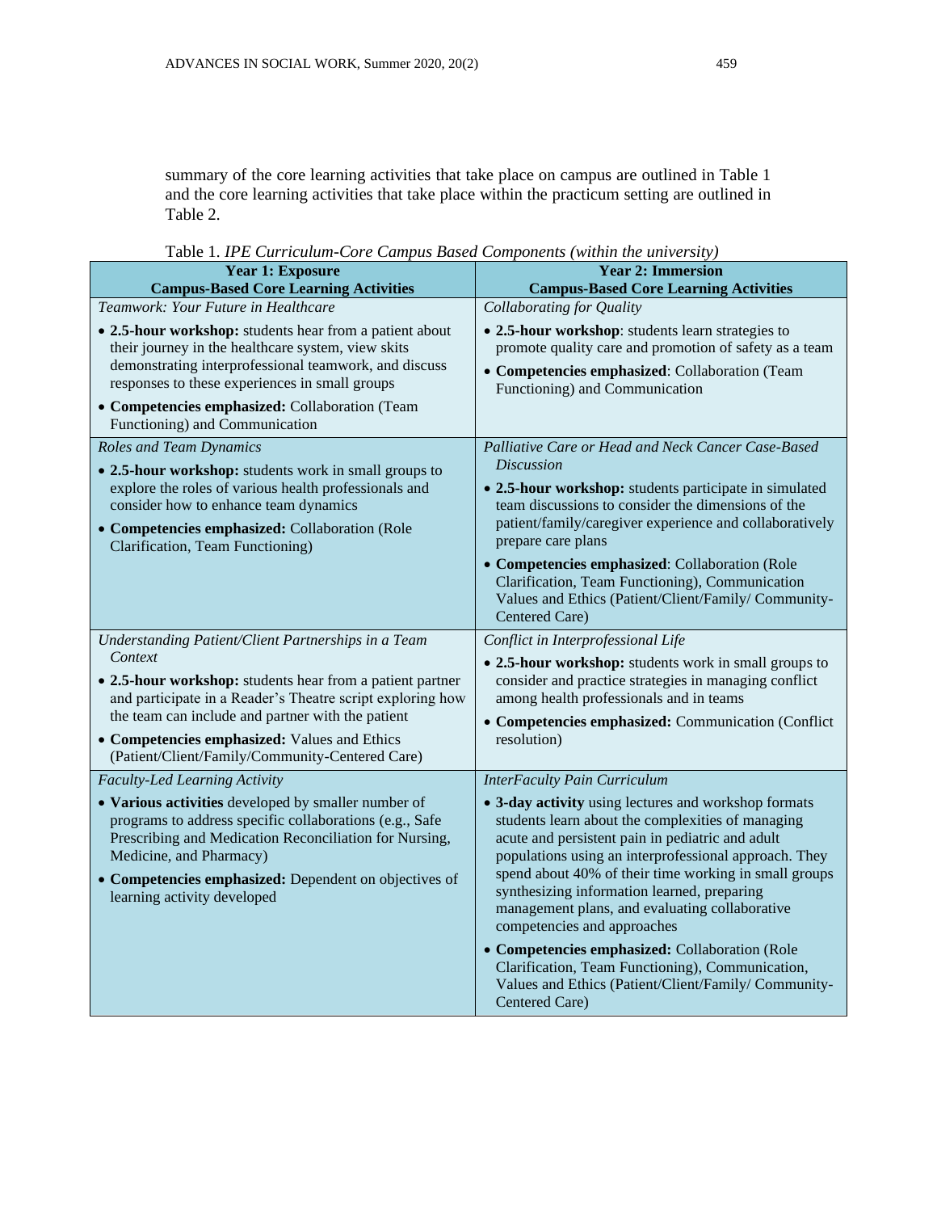summary of the core learning activities that take place on campus are outlined in Table 1 and the core learning activities that take place within the practicum setting are outlined in Table 2.

Table 1. *IPE Curriculum-Core Campus Based Components (within the university)*

| **Year 1: Exposure Campus-Based Core Learning Activities** | **Year 2: Immersion Campus-Based Core Learning Activities** |
|---|---|
| *Teamwork: Your Future in Healthcare*<br>• **2.5-hour workshop:** students hear from a patient about their journey in the healthcare system, view skits demonstrating interprofessional teamwork, and discuss responses to these experiences in small groups<br>• **Competencies emphasized:** Collaboration (Team Functioning) and Communication | *Collaborating for Quality*<br>• **2.5-hour workshop**: students learn strategies to promote quality care and promotion of safety as a team<br>• **Competencies emphasized**: Collaboration (Team Functioning) and Communication |
| *Roles and Team Dynamics*<br>• **2.5-hour workshop:** students work in small groups to explore the roles of various health professionals and consider how to enhance team dynamics<br>• **Competencies emphasized:** Collaboration (Role Clarification, Team Functioning) | *Palliative Care or Head and Neck Cancer Case-Based Discussion*<br>• **2.5-hour workshop:** students participate in simulated team discussions to consider the dimensions of the patient/family/caregiver experience and collaboratively prepare care plans<br>• **Competencies emphasized**: Collaboration (Role Clarification, Team Functioning), Communication Values and Ethics (Patient/Client/Family/ Community-Centered Care) |
| *Understanding Patient/Client Partnerships in a Team Context*<br>• **2.5-hour workshop:** students hear from a patient partner and participate in a Reader's Theatre script exploring how the team can include and partner with the patient<br>• **Competencies emphasized:** Values and Ethics (Patient/Client/Family/Community-Centered Care) | *Conflict in Interprofessional Life*<br>• **2.5-hour workshop:** students work in small groups to consider and practice strategies in managing conflict among health professionals and in teams<br>• **Competencies emphasized:** Communication (Conflict resolution) |
| *Faculty-Led Learning Activity*<br>• **Various activities** developed by smaller number of programs to address specific collaborations (e.g., Safe Prescribing and Medication Reconciliation for Nursing, Medicine, and Pharmacy)<br>• **Competencies emphasized:** Dependent on objectives of learning activity developed | *InterFaculty Pain Curriculum*<br>• **3-day activity** using lectures and workshop formats students learn about the complexities of managing acute and persistent pain in pediatric and adult populations using an interprofessional approach. They spend about 40% of their time working in small groups synthesizing information learned, preparing management plans, and evaluating collaborative competencies and approaches<br>• **Competencies emphasized:** Collaboration (Role Clarification, Team Functioning), Communication, Values and Ethics (Patient/Client/Family/ Community-Centered Care) |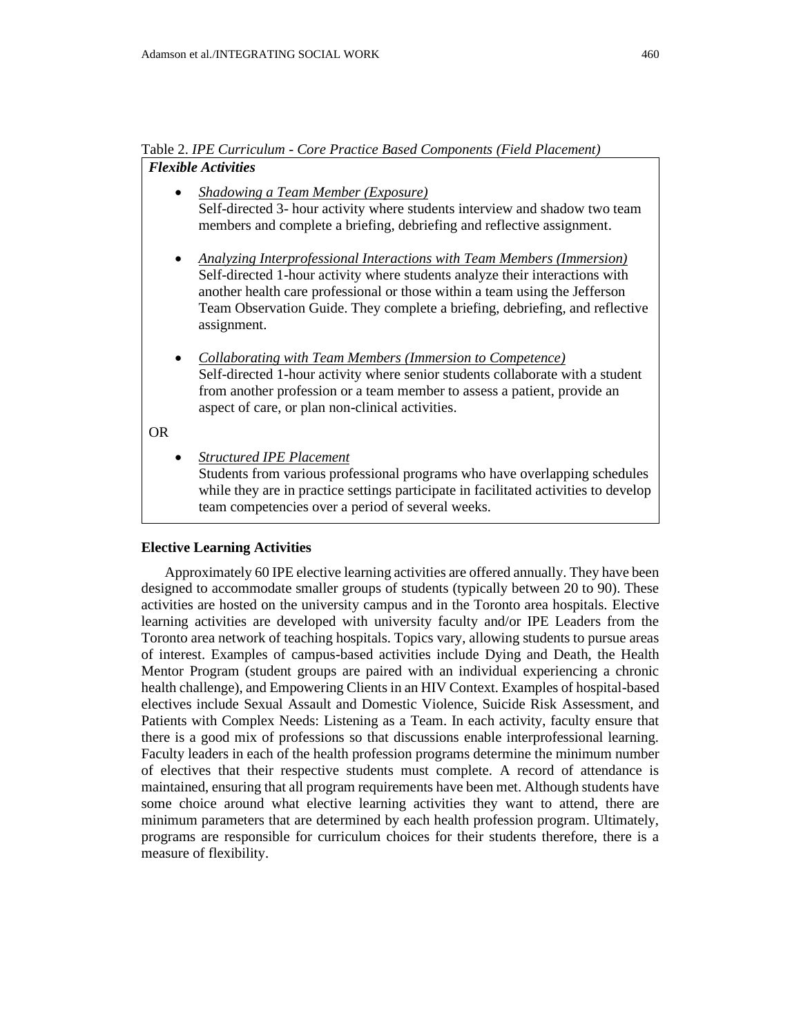Table 2. *IPE Curriculum - Core Practice Based Components (Field Placement)*

***Flexible Activities***

- <u>*Shadowing a Team Member (Exposure)*</u>
  Self-directed 3- hour activity where students interview and shadow two team members and complete a briefing, debriefing and reflective assignment.

- <u>*Analyzing Interprofessional Interactions with Team Members (Immersion)*</u>
  Self-directed 1-hour activity where students analyze their interactions with another health care professional or those within a team using the Jefferson Team Observation Guide. They complete a briefing, debriefing, and reflective assignment.

- <u>*Collaborating with Team Members (Immersion to Competence)*</u>
  Self-directed 1-hour activity where senior students collaborate with a student from another profession or a team member to assess a patient, provide an aspect of care, or plan non-clinical activities.

OR

- <u>*Structured IPE Placement*</u>
  Students from various professional programs who have overlapping schedules while they are in practice settings participate in facilitated activities to develop team competencies over a period of several weeks.

**Elective Learning Activities**

Approximately 60 IPE elective learning activities are offered annually. They have been designed to accommodate smaller groups of students (typically between 20 to 90). These activities are hosted on the university campus and in the Toronto area hospitals. Elective learning activities are developed with university faculty and/or IPE Leaders from the Toronto area network of teaching hospitals. Topics vary, allowing students to pursue areas of interest. Examples of campus-based activities include Dying and Death, the Health Mentor Program (student groups are paired with an individual experiencing a chronic health challenge), and Empowering Clients in an HIV Context. Examples of hospital-based electives include Sexual Assault and Domestic Violence, Suicide Risk Assessment, and Patients with Complex Needs: Listening as a Team. In each activity, faculty ensure that there is a good mix of professions so that discussions enable interprofessional learning. Faculty leaders in each of the health profession programs determine the minimum number of electives that their respective students must complete. A record of attendance is maintained, ensuring that all program requirements have been met. Although students have some choice around what elective learning activities they want to attend, there are minimum parameters that are determined by each health profession program. Ultimately, programs are responsible for curriculum choices for their students therefore, there is a measure of flexibility.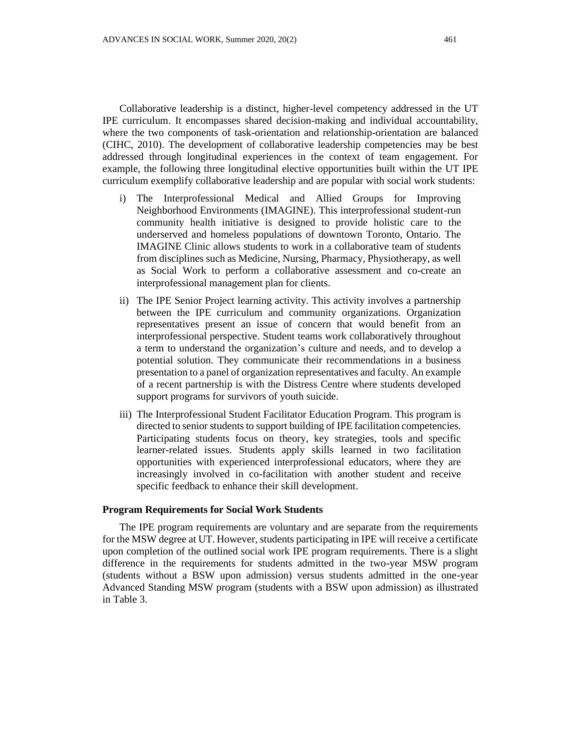Collaborative leadership is a distinct, higher-level competency addressed in the UT IPE curriculum. It encompasses shared decision-making and individual accountability, where the two components of task-orientation and relationship-orientation are balanced (CIHC, 2010). The development of collaborative leadership competencies may be best addressed through longitudinal experiences in the context of team engagement. For example, the following three longitudinal elective opportunities built within the UT IPE curriculum exemplify collaborative leadership and are popular with social work students:

i) The Interprofessional Medical and Allied Groups for Improving Neighborhood Environments (IMAGINE). This interprofessional student-run community health initiative is designed to provide holistic care to the underserved and homeless populations of downtown Toronto, Ontario. The IMAGINE Clinic allows students to work in a collaborative team of students from disciplines such as Medicine, Nursing, Pharmacy, Physiotherapy, as well as Social Work to perform a collaborative assessment and co-create an interprofessional management plan for clients.

ii) The IPE Senior Project learning activity. This activity involves a partnership between the IPE curriculum and community organizations. Organization representatives present an issue of concern that would benefit from an interprofessional perspective. Student teams work collaboratively throughout a term to understand the organization's culture and needs, and to develop a potential solution. They communicate their recommendations in a business presentation to a panel of organization representatives and faculty. An example of a recent partnership is with the Distress Centre where students developed support programs for survivors of youth suicide.

iii) The Interprofessional Student Facilitator Education Program. This program is directed to senior students to support building of IPE facilitation competencies. Participating students focus on theory, key strategies, tools and specific learner-related issues. Students apply skills learned in two facilitation opportunities with experienced interprofessional educators, where they are increasingly involved in co-facilitation with another student and receive specific feedback to enhance their skill development.

### Program Requirements for Social Work Students

The IPE program requirements are voluntary and are separate from the requirements for the MSW degree at UT. However, students participating in IPE will receive a certificate upon completion of the outlined social work IPE program requirements. There is a slight difference in the requirements for students admitted in the two-year MSW program (students without a BSW upon admission) versus students admitted in the one-year Advanced Standing MSW program (students with a BSW upon admission) as illustrated in Table 3.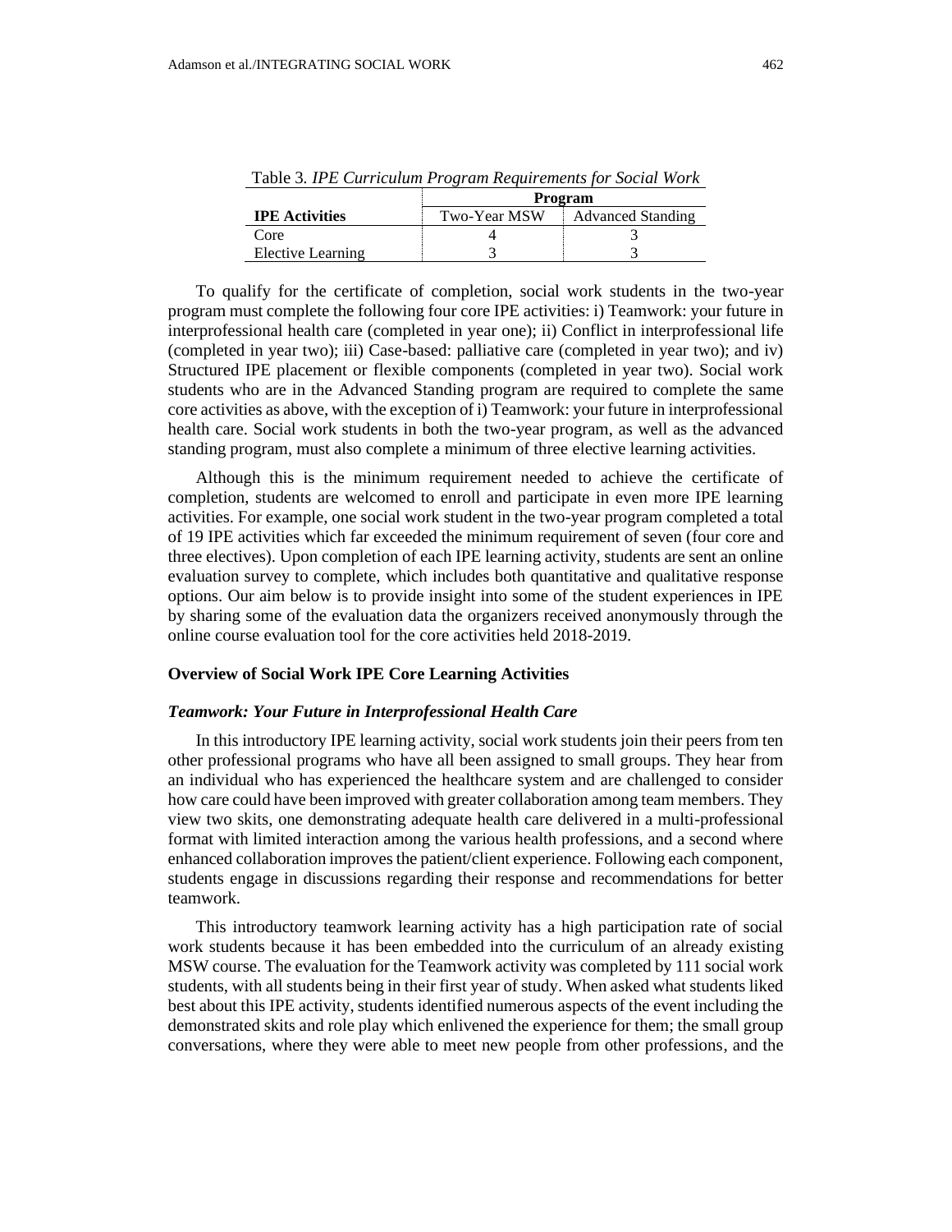Table 3. *IPE Curriculum Program Requirements for Social Work*

| | Program | |
|---|---|---|
| **IPE Activities** | Two-Year MSW | Advanced Standing |
| Core | 4 | 3 |
| Elective Learning | 3 | 3 |

To qualify for the certificate of completion, social work students in the two-year program must complete the following four core IPE activities: i) Teamwork: your future in interprofessional health care (completed in year one); ii) Conflict in interprofessional life (completed in year two); iii) Case-based: palliative care (completed in year two); and iv) Structured IPE placement or flexible components (completed in year two). Social work students who are in the Advanced Standing program are required to complete the same core activities as above, with the exception of i) Teamwork: your future in interprofessional health care. Social work students in both the two-year program, as well as the advanced standing program, must also complete a minimum of three elective learning activities.

Although this is the minimum requirement needed to achieve the certificate of completion, students are welcomed to enroll and participate in even more IPE learning activities. For example, one social work student in the two-year program completed a total of 19 IPE activities which far exceeded the minimum requirement of seven (four core and three electives). Upon completion of each IPE learning activity, students are sent an online evaluation survey to complete, which includes both quantitative and qualitative response options. Our aim below is to provide insight into some of the student experiences in IPE by sharing some of the evaluation data the organizers received anonymously through the online course evaluation tool for the core activities held 2018-2019.

## Overview of Social Work IPE Core Learning Activities

### *Teamwork: Your Future in Interprofessional Health Care*

In this introductory IPE learning activity, social work students join their peers from ten other professional programs who have all been assigned to small groups. They hear from an individual who has experienced the healthcare system and are challenged to consider how care could have been improved with greater collaboration among team members. They view two skits, one demonstrating adequate health care delivered in a multi-professional format with limited interaction among the various health professions, and a second where enhanced collaboration improves the patient/client experience. Following each component, students engage in discussions regarding their response and recommendations for better teamwork.

This introductory teamwork learning activity has a high participation rate of social work students because it has been embedded into the curriculum of an already existing MSW course. The evaluation for the Teamwork activity was completed by 111 social work students, with all students being in their first year of study. When asked what students liked best about this IPE activity, students identified numerous aspects of the event including the demonstrated skits and role play which enlivened the experience for them; the small group conversations, where they were able to meet new people from other professions, and the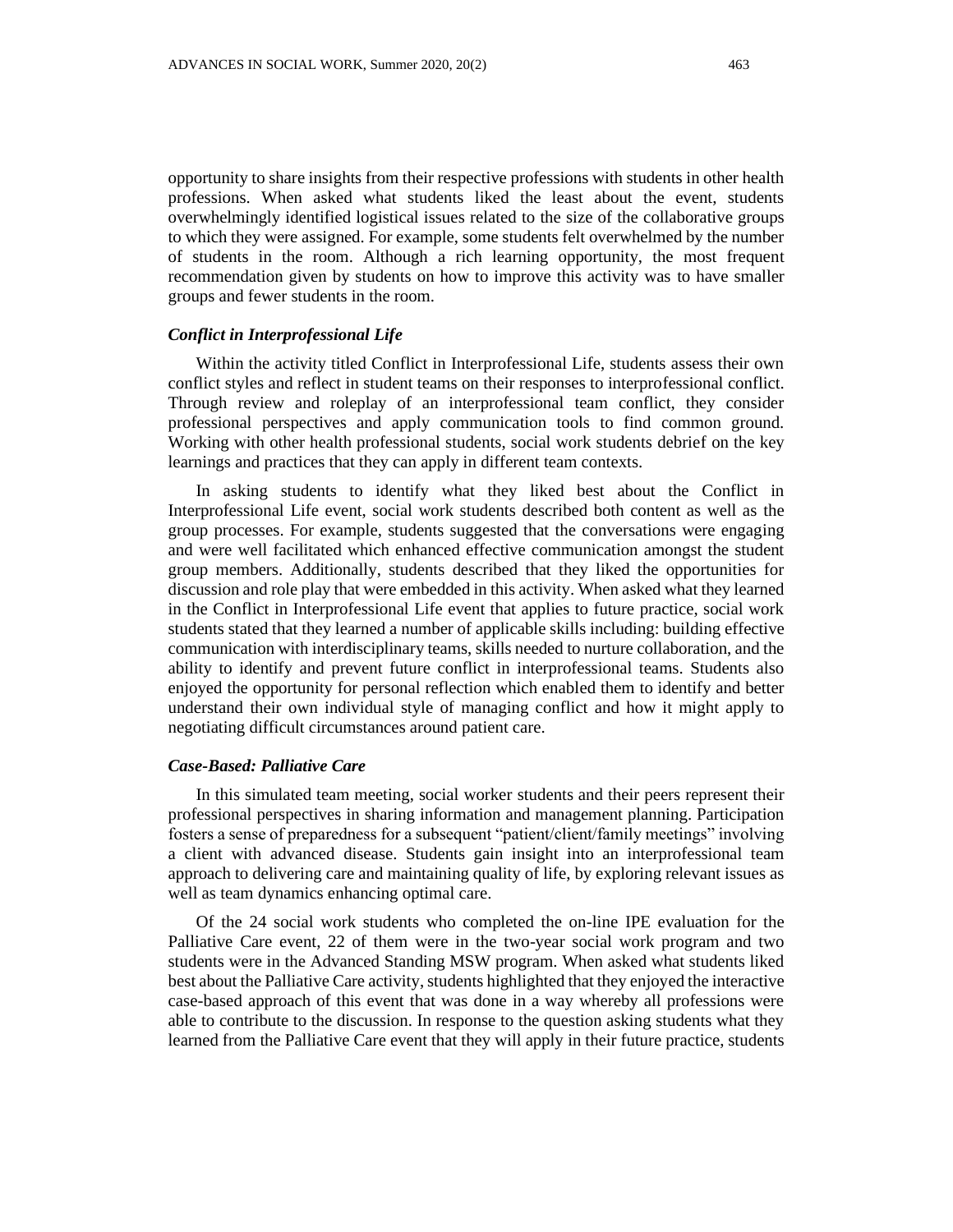opportunity to share insights from their respective professions with students in other health professions. When asked what students liked the least about the event, students overwhelmingly identified logistical issues related to the size of the collaborative groups to which they were assigned. For example, some students felt overwhelmed by the number of students in the room. Although a rich learning opportunity, the most frequent recommendation given by students on how to improve this activity was to have smaller groups and fewer students in the room.

### *Conflict in Interprofessional Life*

Within the activity titled Conflict in Interprofessional Life, students assess their own conflict styles and reflect in student teams on their responses to interprofessional conflict. Through review and roleplay of an interprofessional team conflict, they consider professional perspectives and apply communication tools to find common ground. Working with other health professional students, social work students debrief on the key learnings and practices that they can apply in different team contexts.

In asking students to identify what they liked best about the Conflict in Interprofessional Life event, social work students described both content as well as the group processes. For example, students suggested that the conversations were engaging and were well facilitated which enhanced effective communication amongst the student group members. Additionally, students described that they liked the opportunities for discussion and role play that were embedded in this activity. When asked what they learned in the Conflict in Interprofessional Life event that applies to future practice, social work students stated that they learned a number of applicable skills including: building effective communication with interdisciplinary teams, skills needed to nurture collaboration, and the ability to identify and prevent future conflict in interprofessional teams. Students also enjoyed the opportunity for personal reflection which enabled them to identify and better understand their own individual style of managing conflict and how it might apply to negotiating difficult circumstances around patient care.

### *Case-Based: Palliative Care*

In this simulated team meeting, social worker students and their peers represent their professional perspectives in sharing information and management planning. Participation fosters a sense of preparedness for a subsequent "patient/client/family meetings" involving a client with advanced disease. Students gain insight into an interprofessional team approach to delivering care and maintaining quality of life, by exploring relevant issues as well as team dynamics enhancing optimal care.

Of the 24 social work students who completed the on-line IPE evaluation for the Palliative Care event, 22 of them were in the two-year social work program and two students were in the Advanced Standing MSW program. When asked what students liked best about the Palliative Care activity, students highlighted that they enjoyed the interactive case-based approach of this event that was done in a way whereby all professions were able to contribute to the discussion. In response to the question asking students what they learned from the Palliative Care event that they will apply in their future practice, students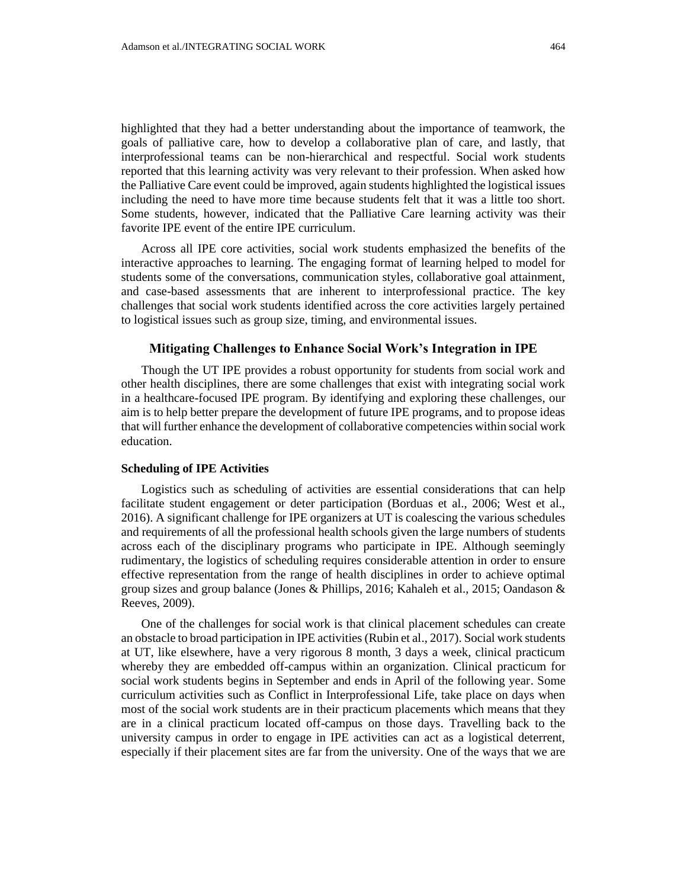highlighted that they had a better understanding about the importance of teamwork, the goals of palliative care, how to develop a collaborative plan of care, and lastly, that interprofessional teams can be non-hierarchical and respectful. Social work students reported that this learning activity was very relevant to their profession. When asked how the Palliative Care event could be improved, again students highlighted the logistical issues including the need to have more time because students felt that it was a little too short. Some students, however, indicated that the Palliative Care learning activity was their favorite IPE event of the entire IPE curriculum.

Across all IPE core activities, social work students emphasized the benefits of the interactive approaches to learning. The engaging format of learning helped to model for students some of the conversations, communication styles, collaborative goal attainment, and case-based assessments that are inherent to interprofessional practice. The key challenges that social work students identified across the core activities largely pertained to logistical issues such as group size, timing, and environmental issues.

## Mitigating Challenges to Enhance Social Work's Integration in IPE

Though the UT IPE provides a robust opportunity for students from social work and other health disciplines, there are some challenges that exist with integrating social work in a healthcare-focused IPE program. By identifying and exploring these challenges, our aim is to help better prepare the development of future IPE programs, and to propose ideas that will further enhance the development of collaborative competencies within social work education.

### Scheduling of IPE Activities

Logistics such as scheduling of activities are essential considerations that can help facilitate student engagement or deter participation (Borduas et al., 2006; West et al., 2016). A significant challenge for IPE organizers at UT is coalescing the various schedules and requirements of all the professional health schools given the large numbers of students across each of the disciplinary programs who participate in IPE. Although seemingly rudimentary, the logistics of scheduling requires considerable attention in order to ensure effective representation from the range of health disciplines in order to achieve optimal group sizes and group balance (Jones & Phillips, 2016; Kahaleh et al., 2015; Oandason & Reeves, 2009).

One of the challenges for social work is that clinical placement schedules can create an obstacle to broad participation in IPE activities (Rubin et al., 2017). Social work students at UT, like elsewhere, have a very rigorous 8 month, 3 days a week, clinical practicum whereby they are embedded off-campus within an organization. Clinical practicum for social work students begins in September and ends in April of the following year. Some curriculum activities such as Conflict in Interprofessional Life, take place on days when most of the social work students are in their practicum placements which means that they are in a clinical practicum located off-campus on those days. Travelling back to the university campus in order to engage in IPE activities can act as a logistical deterrent, especially if their placement sites are far from the university. One of the ways that we are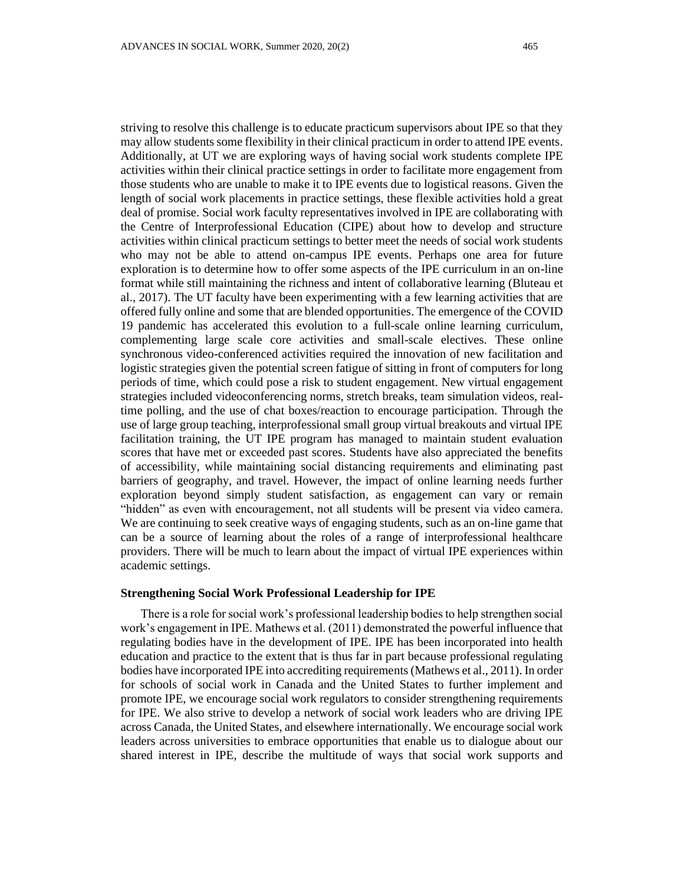striving to resolve this challenge is to educate practicum supervisors about IPE so that they may allow students some flexibility in their clinical practicum in order to attend IPE events. Additionally, at UT we are exploring ways of having social work students complete IPE activities within their clinical practice settings in order to facilitate more engagement from those students who are unable to make it to IPE events due to logistical reasons. Given the length of social work placements in practice settings, these flexible activities hold a great deal of promise. Social work faculty representatives involved in IPE are collaborating with the Centre of Interprofessional Education (CIPE) about how to develop and structure activities within clinical practicum settings to better meet the needs of social work students who may not be able to attend on-campus IPE events. Perhaps one area for future exploration is to determine how to offer some aspects of the IPE curriculum in an on-line format while still maintaining the richness and intent of collaborative learning (Bluteau et al., 2017). The UT faculty have been experimenting with a few learning activities that are offered fully online and some that are blended opportunities. The emergence of the COVID 19 pandemic has accelerated this evolution to a full-scale online learning curriculum, complementing large scale core activities and small-scale electives. These online synchronous video-conferenced activities required the innovation of new facilitation and logistic strategies given the potential screen fatigue of sitting in front of computers for long periods of time, which could pose a risk to student engagement. New virtual engagement strategies included videoconferencing norms, stretch breaks, team simulation videos, real-time polling, and the use of chat boxes/reaction to encourage participation. Through the use of large group teaching, interprofessional small group virtual breakouts and virtual IPE facilitation training, the UT IPE program has managed to maintain student evaluation scores that have met or exceeded past scores. Students have also appreciated the benefits of accessibility, while maintaining social distancing requirements and eliminating past barriers of geography, and travel. However, the impact of online learning needs further exploration beyond simply student satisfaction, as engagement can vary or remain "hidden" as even with encouragement, not all students will be present via video camera. We are continuing to seek creative ways of engaging students, such as an on-line game that can be a source of learning about the roles of a range of interprofessional healthcare providers. There will be much to learn about the impact of virtual IPE experiences within academic settings.

### Strengthening Social Work Professional Leadership for IPE

There is a role for social work's professional leadership bodies to help strengthen social work's engagement in IPE. Mathews et al. (2011) demonstrated the powerful influence that regulating bodies have in the development of IPE. IPE has been incorporated into health education and practice to the extent that is thus far in part because professional regulating bodies have incorporated IPE into accrediting requirements (Mathews et al., 2011). In order for schools of social work in Canada and the United States to further implement and promote IPE, we encourage social work regulators to consider strengthening requirements for IPE. We also strive to develop a network of social work leaders who are driving IPE across Canada, the United States, and elsewhere internationally. We encourage social work leaders across universities to embrace opportunities that enable us to dialogue about our shared interest in IPE, describe the multitude of ways that social work supports and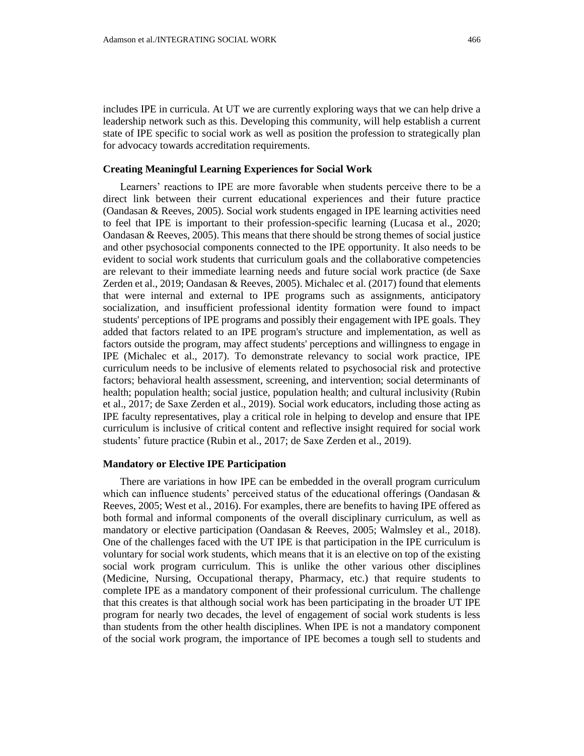includes IPE in curricula. At UT we are currently exploring ways that we can help drive a leadership network such as this. Developing this community, will help establish a current state of IPE specific to social work as well as position the profession to strategically plan for advocacy towards accreditation requirements.

### Creating Meaningful Learning Experiences for Social Work

Learners' reactions to IPE are more favorable when students perceive there to be a direct link between their current educational experiences and their future practice (Oandasan & Reeves, 2005). Social work students engaged in IPE learning activities need to feel that IPE is important to their profession-specific learning (Lucasa et al., 2020; Oandasan & Reeves, 2005). This means that there should be strong themes of social justice and other psychosocial components connected to the IPE opportunity. It also needs to be evident to social work students that curriculum goals and the collaborative competencies are relevant to their immediate learning needs and future social work practice (de Saxe Zerden et al., 2019; Oandasan & Reeves, 2005). Michalec et al. (2017) found that elements that were internal and external to IPE programs such as assignments, anticipatory socialization, and insufficient professional identity formation were found to impact students' perceptions of IPE programs and possibly their engagement with IPE goals. They added that factors related to an IPE program's structure and implementation, as well as factors outside the program, may affect students' perceptions and willingness to engage in IPE (Michalec et al., 2017). To demonstrate relevancy to social work practice, IPE curriculum needs to be inclusive of elements related to psychosocial risk and protective factors; behavioral health assessment, screening, and intervention; social determinants of health; population health; social justice, population health; and cultural inclusivity (Rubin et al., 2017; de Saxe Zerden et al., 2019). Social work educators, including those acting as IPE faculty representatives, play a critical role in helping to develop and ensure that IPE curriculum is inclusive of critical content and reflective insight required for social work students' future practice (Rubin et al., 2017; de Saxe Zerden et al., 2019).

### Mandatory or Elective IPE Participation

There are variations in how IPE can be embedded in the overall program curriculum which can influence students' perceived status of the educational offerings (Oandasan & Reeves, 2005; West et al., 2016). For examples, there are benefits to having IPE offered as both formal and informal components of the overall disciplinary curriculum, as well as mandatory or elective participation (Oandasan & Reeves, 2005; Walmsley et al., 2018). One of the challenges faced with the UT IPE is that participation in the IPE curriculum is voluntary for social work students, which means that it is an elective on top of the existing social work program curriculum. This is unlike the other various other disciplines (Medicine, Nursing, Occupational therapy, Pharmacy, etc.) that require students to complete IPE as a mandatory component of their professional curriculum. The challenge that this creates is that although social work has been participating in the broader UT IPE program for nearly two decades, the level of engagement of social work students is less than students from the other health disciplines. When IPE is not a mandatory component of the social work program, the importance of IPE becomes a tough sell to students and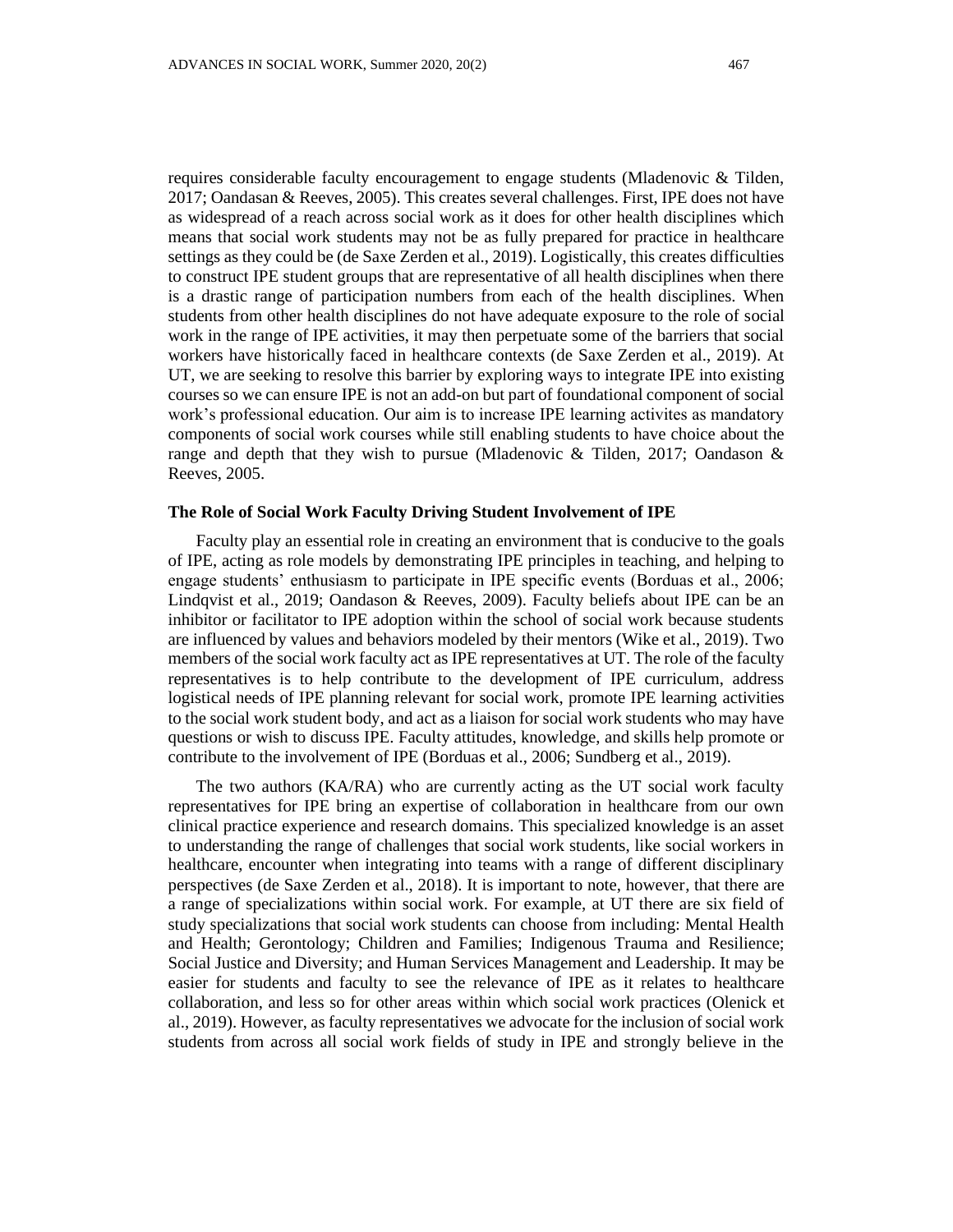requires considerable faculty encouragement to engage students (Mladenovic & Tilden, 2017; Oandasan & Reeves, 2005). This creates several challenges. First, IPE does not have as widespread of a reach across social work as it does for other health disciplines which means that social work students may not be as fully prepared for practice in healthcare settings as they could be (de Saxe Zerden et al., 2019). Logistically, this creates difficulties to construct IPE student groups that are representative of all health disciplines when there is a drastic range of participation numbers from each of the health disciplines. When students from other health disciplines do not have adequate exposure to the role of social work in the range of IPE activities, it may then perpetuate some of the barriers that social workers have historically faced in healthcare contexts (de Saxe Zerden et al., 2019). At UT, we are seeking to resolve this barrier by exploring ways to integrate IPE into existing courses so we can ensure IPE is not an add-on but part of foundational component of social work's professional education. Our aim is to increase IPE learning activites as mandatory components of social work courses while still enabling students to have choice about the range and depth that they wish to pursue (Mladenovic & Tilden, 2017; Oandason & Reeves, 2005.

### The Role of Social Work Faculty Driving Student Involvement of IPE

Faculty play an essential role in creating an environment that is conducive to the goals of IPE, acting as role models by demonstrating IPE principles in teaching, and helping to engage students' enthusiasm to participate in IPE specific events (Borduas et al., 2006; Lindqvist et al., 2019; Oandason & Reeves, 2009). Faculty beliefs about IPE can be an inhibitor or facilitator to IPE adoption within the school of social work because students are influenced by values and behaviors modeled by their mentors (Wike et al., 2019). Two members of the social work faculty act as IPE representatives at UT. The role of the faculty representatives is to help contribute to the development of IPE curriculum, address logistical needs of IPE planning relevant for social work, promote IPE learning activities to the social work student body, and act as a liaison for social work students who may have questions or wish to discuss IPE. Faculty attitudes, knowledge, and skills help promote or contribute to the involvement of IPE (Borduas et al., 2006; Sundberg et al., 2019).

The two authors (KA/RA) who are currently acting as the UT social work faculty representatives for IPE bring an expertise of collaboration in healthcare from our own clinical practice experience and research domains. This specialized knowledge is an asset to understanding the range of challenges that social work students, like social workers in healthcare, encounter when integrating into teams with a range of different disciplinary perspectives (de Saxe Zerden et al., 2018). It is important to note, however, that there are a range of specializations within social work. For example, at UT there are six field of study specializations that social work students can choose from including: Mental Health and Health; Gerontology; Children and Families; Indigenous Trauma and Resilience; Social Justice and Diversity; and Human Services Management and Leadership. It may be easier for students and faculty to see the relevance of IPE as it relates to healthcare collaboration, and less so for other areas within which social work practices (Olenick et al., 2019). However, as faculty representatives we advocate for the inclusion of social work students from across all social work fields of study in IPE and strongly believe in the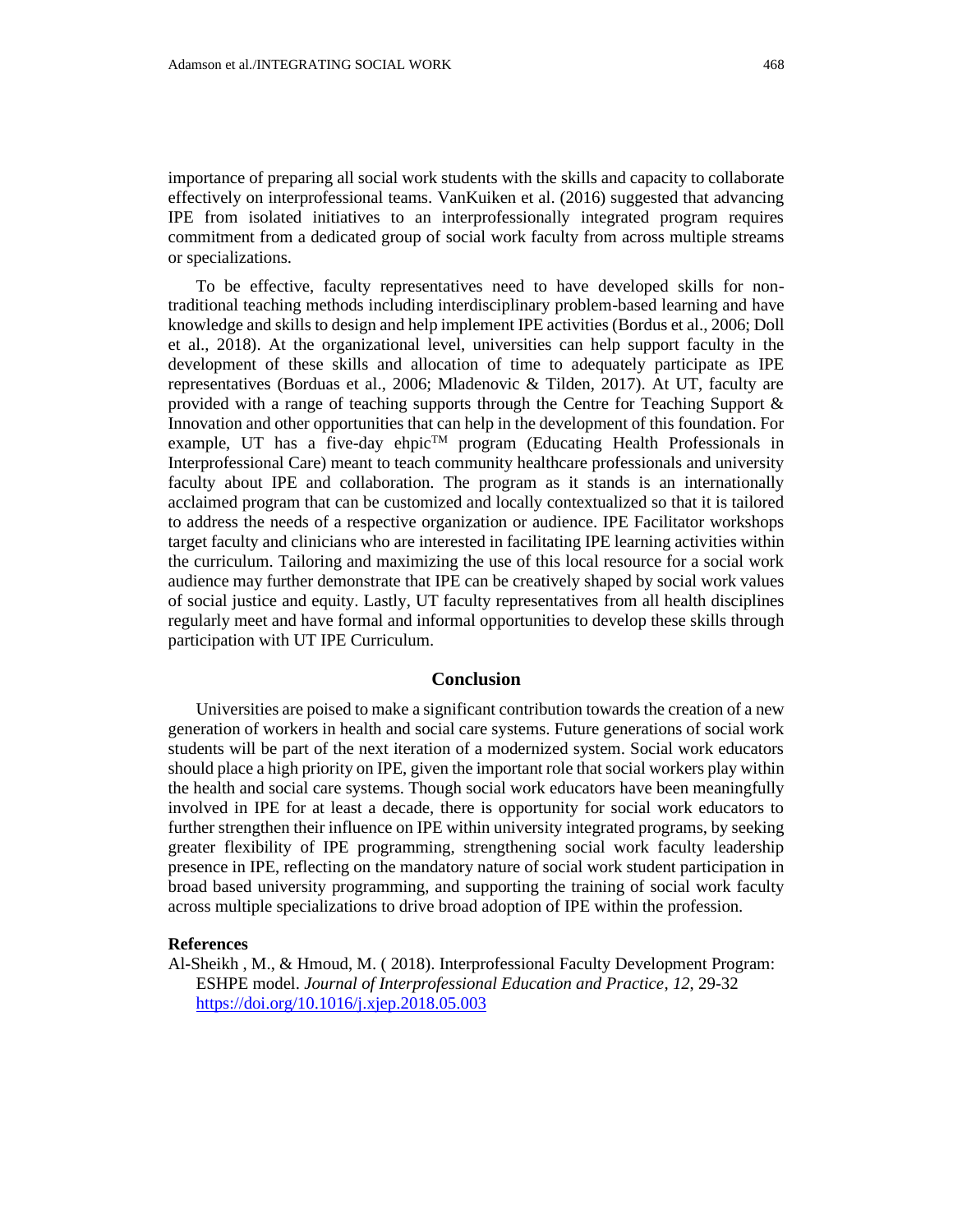importance of preparing all social work students with the skills and capacity to collaborate effectively on interprofessional teams. VanKuiken et al. (2016) suggested that advancing IPE from isolated initiatives to an interprofessionally integrated program requires commitment from a dedicated group of social work faculty from across multiple streams or specializations.

To be effective, faculty representatives need to have developed skills for non-traditional teaching methods including interdisciplinary problem-based learning and have knowledge and skills to design and help implement IPE activities (Bordus et al., 2006; Doll et al., 2018). At the organizational level, universities can help support faculty in the development of these skills and allocation of time to adequately participate as IPE representatives (Borduas et al., 2006; Mladenovic & Tilden, 2017). At UT, faculty are provided with a range of teaching supports through the Centre for Teaching Support & Innovation and other opportunities that can help in the development of this foundation. For example, UT has a five-day ehpic™ program (Educating Health Professionals in Interprofessional Care) meant to teach community healthcare professionals and university faculty about IPE and collaboration. The program as it stands is an internationally acclaimed program that can be customized and locally contextualized so that it is tailored to address the needs of a respective organization or audience. IPE Facilitator workshops target faculty and clinicians who are interested in facilitating IPE learning activities within the curriculum. Tailoring and maximizing the use of this local resource for a social work audience may further demonstrate that IPE can be creatively shaped by social work values of social justice and equity. Lastly, UT faculty representatives from all health disciplines regularly meet and have formal and informal opportunities to develop these skills through participation with UT IPE Curriculum.

## Conclusion

Universities are poised to make a significant contribution towards the creation of a new generation of workers in health and social care systems. Future generations of social work students will be part of the next iteration of a modernized system. Social work educators should place a high priority on IPE, given the important role that social workers play within the health and social care systems. Though social work educators have been meaningfully involved in IPE for at least a decade, there is opportunity for social work educators to further strengthen their influence on IPE within university integrated programs, by seeking greater flexibility of IPE programming, strengthening social work faculty leadership presence in IPE, reflecting on the mandatory nature of social work student participation in broad based university programming, and supporting the training of social work faculty across multiple specializations to drive broad adoption of IPE within the profession.

**References**

Al-Sheikh , M., & Hmoud, M. ( 2018). Interprofessional Faculty Development Program: ESHPE model. *Journal of Interprofessional Education and Practice*, *12*, 29-32 https://doi.org/10.1016/j.xjep.2018.05.003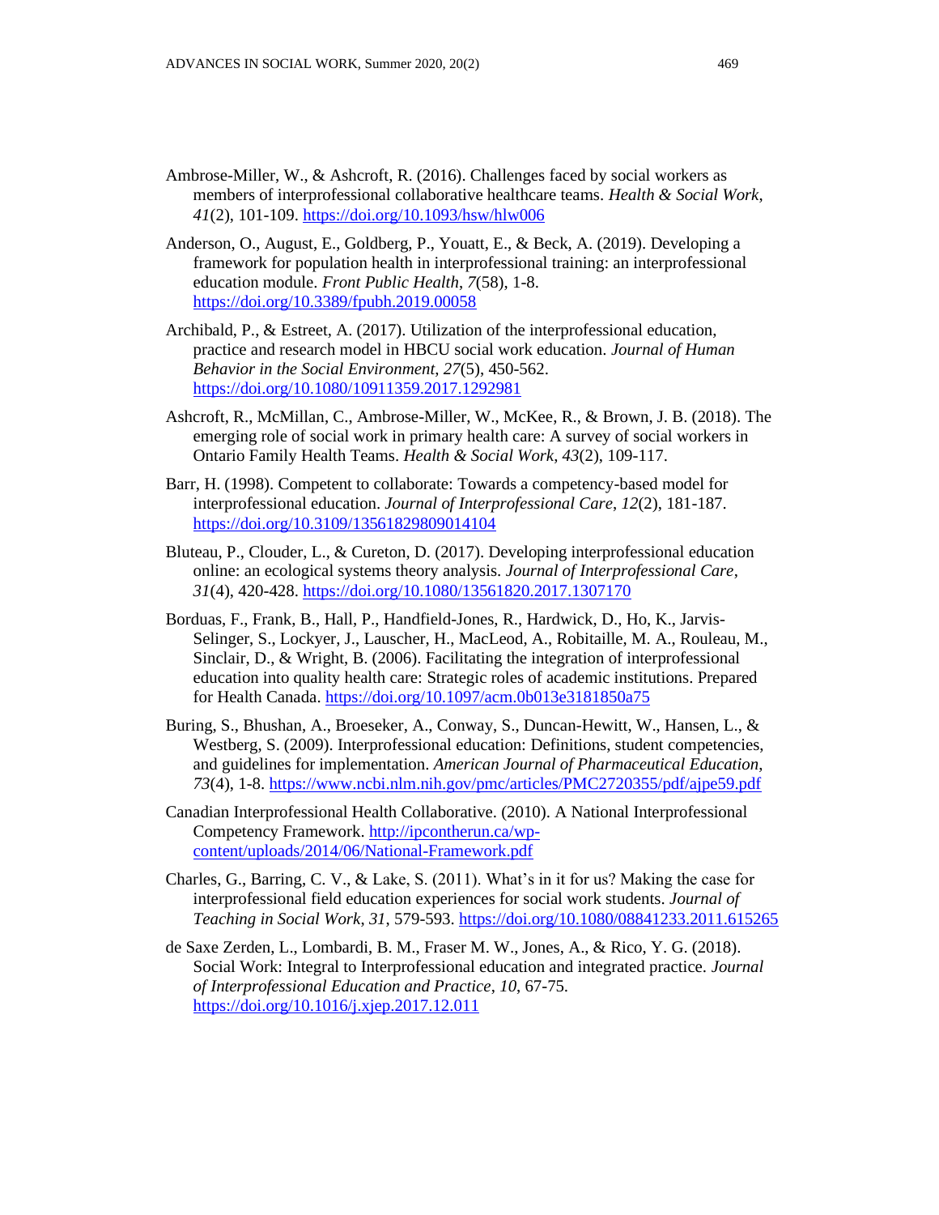Ambrose-Miller, W., & Ashcroft, R. (2016). Challenges faced by social workers as members of interprofessional collaborative healthcare teams. *Health & Social Work*, *41*(2), 101-109. https://doi.org/10.1093/hsw/hlw006

Anderson, O., August, E., Goldberg, P., Youatt, E., & Beck, A. (2019). Developing a framework for population health in interprofessional training: an interprofessional education module. *Front Public Health*, *7*(58), 1-8. https://doi.org/10.3389/fpubh.2019.00058

Archibald, P., & Estreet, A. (2017). Utilization of the interprofessional education, practice and research model in HBCU social work education. *Journal of Human Behavior in the Social Environment*, *27*(5), 450-562. https://doi.org/10.1080/10911359.2017.1292981

Ashcroft, R., McMillan, C., Ambrose-Miller, W., McKee, R., & Brown, J. B. (2018). The emerging role of social work in primary health care: A survey of social workers in Ontario Family Health Teams. *Health & Social Work*, *43*(2), 109-117.

Barr, H. (1998). Competent to collaborate: Towards a competency-based model for interprofessional education. *Journal of Interprofessional Care*, *12*(2), 181-187. https://doi.org/10.3109/13561829809014104

Bluteau, P., Clouder, L., & Cureton, D. (2017). Developing interprofessional education online: an ecological systems theory analysis. *Journal of Interprofessional Care*, *31*(4), 420-428. https://doi.org/10.1080/13561820.2017.1307170

Borduas, F., Frank, B., Hall, P., Handfield-Jones, R., Hardwick, D., Ho, K., Jarvis-Selinger, S., Lockyer, J., Lauscher, H., MacLeod, A., Robitaille, M. A., Rouleau, M., Sinclair, D., & Wright, B. (2006). Facilitating the integration of interprofessional education into quality health care: Strategic roles of academic institutions. Prepared for Health Canada. https://doi.org/10.1097/acm.0b013e3181850a75

Buring, S., Bhushan, A., Broeseker, A., Conway, S., Duncan-Hewitt, W., Hansen, L., & Westberg, S. (2009). Interprofessional education: Definitions, student competencies, and guidelines for implementation. *American Journal of Pharmaceutical Education*, *73*(4), 1-8. https://www.ncbi.nlm.nih.gov/pmc/articles/PMC2720355/pdf/ajpe59.pdf

Canadian Interprofessional Health Collaborative. (2010). A National Interprofessional Competency Framework. http://ipcontherun.ca/wp-content/uploads/2014/06/National-Framework.pdf

Charles, G., Barring, C. V., & Lake, S. (2011). What's in it for us? Making the case for interprofessional field education experiences for social work students. *Journal of Teaching in Social Work*, *31*, 579-593. https://doi.org/10.1080/08841233.2011.615265

de Saxe Zerden, L., Lombardi, B. M., Fraser M. W., Jones, A., & Rico, Y. G. (2018). Social Work: Integral to Interprofessional education and integrated practice. *Journal of Interprofessional Education and Practice*, *10*, 67-75. https://doi.org/10.1016/j.xjep.2017.12.011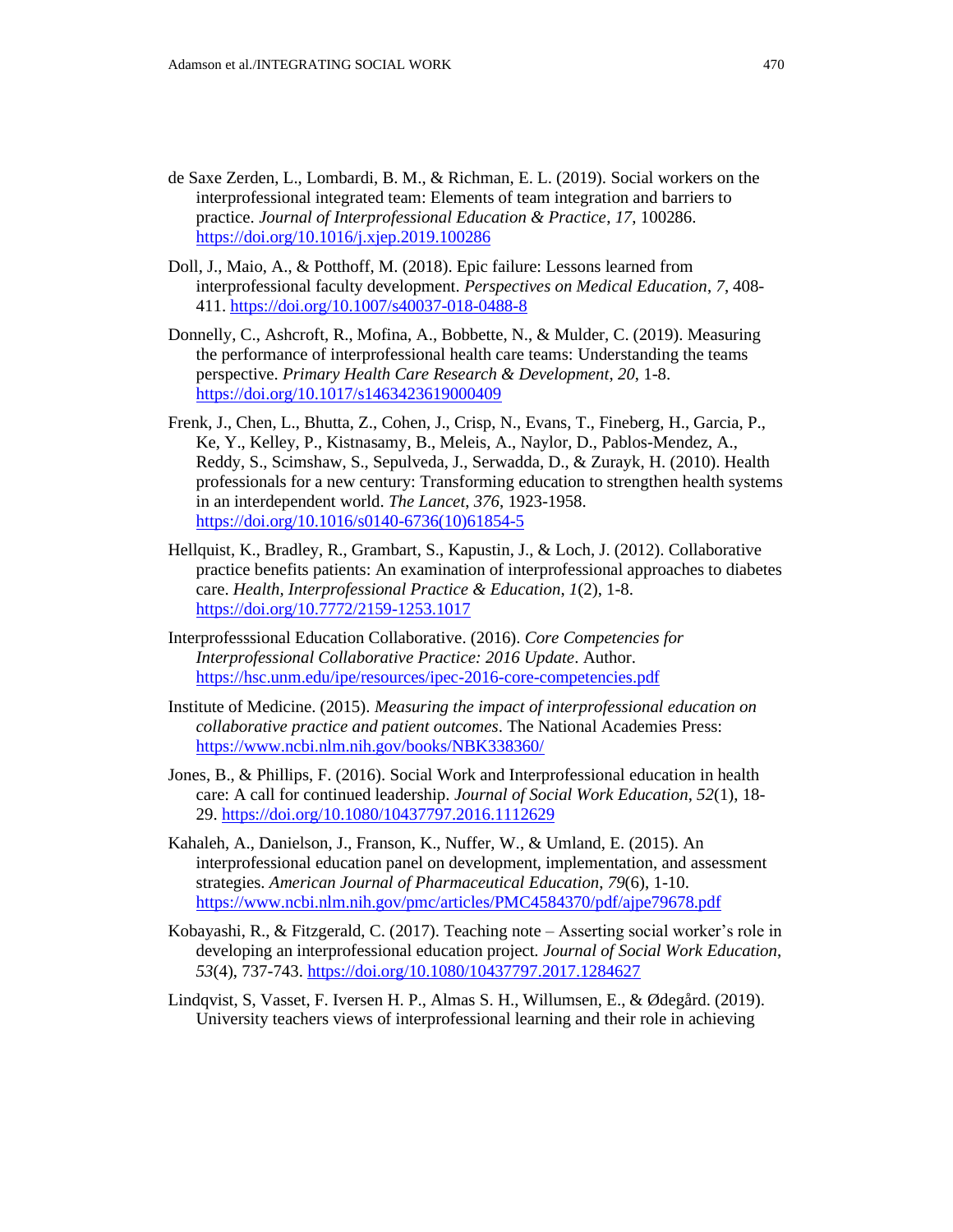de Saxe Zerden, L., Lombardi, B. M., & Richman, E. L. (2019). Social workers on the interprofessional integrated team: Elements of team integration and barriers to practice. *Journal of Interprofessional Education & Practice*, *17*, 100286. https://doi.org/10.1016/j.xjep.2019.100286

Doll, J., Maio, A., & Potthoff, M. (2018). Epic failure: Lessons learned from interprofessional faculty development. *Perspectives on Medical Education*, *7*, 408-411. https://doi.org/10.1007/s40037-018-0488-8

Donnelly, C., Ashcroft, R., Mofina, A., Bobbette, N., & Mulder, C. (2019). Measuring the performance of interprofessional health care teams: Understanding the teams perspective. *Primary Health Care Research & Development*, *20*, 1-8. https://doi.org/10.1017/s1463423619000409

Frenk, J., Chen, L., Bhutta, Z., Cohen, J., Crisp, N., Evans, T., Fineberg, H., Garcia, P., Ke, Y., Kelley, P., Kistnasamy, B., Meleis, A., Naylor, D., Pablos-Mendez, A., Reddy, S., Scimshaw, S., Sepulveda, J., Serwadda, D., & Zurayk, H. (2010). Health professionals for a new century: Transforming education to strengthen health systems in an interdependent world. *The Lancet*, *376*, 1923-1958. https://doi.org/10.1016/s0140-6736(10)61854-5

Hellquist, K., Bradley, R., Grambart, S., Kapustin, J., & Loch, J. (2012). Collaborative practice benefits patients: An examination of interprofessional approaches to diabetes care. *Health, Interprofessional Practice & Education*, *1*(2), 1-8. https://doi.org/10.7772/2159-1253.1017

Interprofesssional Education Collaborative. (2016). *Core Competencies for Interprofessional Collaborative Practice: 2016 Update*. Author. https://hsc.unm.edu/ipe/resources/ipec-2016-core-competencies.pdf

Institute of Medicine. (2015). *Measuring the impact of interprofessional education on collaborative practice and patient outcomes*. The National Academies Press: https://www.ncbi.nlm.nih.gov/books/NBK338360/

Jones, B., & Phillips, F. (2016). Social Work and Interprofessional education in health care: A call for continued leadership. *Journal of Social Work Education*, *52*(1), 18-29. https://doi.org/10.1080/10437797.2016.1112629

Kahaleh, A., Danielson, J., Franson, K., Nuffer, W., & Umland, E. (2015). An interprofessional education panel on development, implementation, and assessment strategies. *American Journal of Pharmaceutical Education*, *79*(6), 1-10. https://www.ncbi.nlm.nih.gov/pmc/articles/PMC4584370/pdf/ajpe79678.pdf

Kobayashi, R., & Fitzgerald, C. (2017). Teaching note – Asserting social worker's role in developing an interprofessional education project. *Journal of Social Work Education*, *53*(4), 737-743. https://doi.org/10.1080/10437797.2017.1284627

Lindqvist, S, Vasset, F. Iversen H. P., Almas S. H., Willumsen, E., & Ødegård. (2019). University teachers views of interprofessional learning and their role in achieving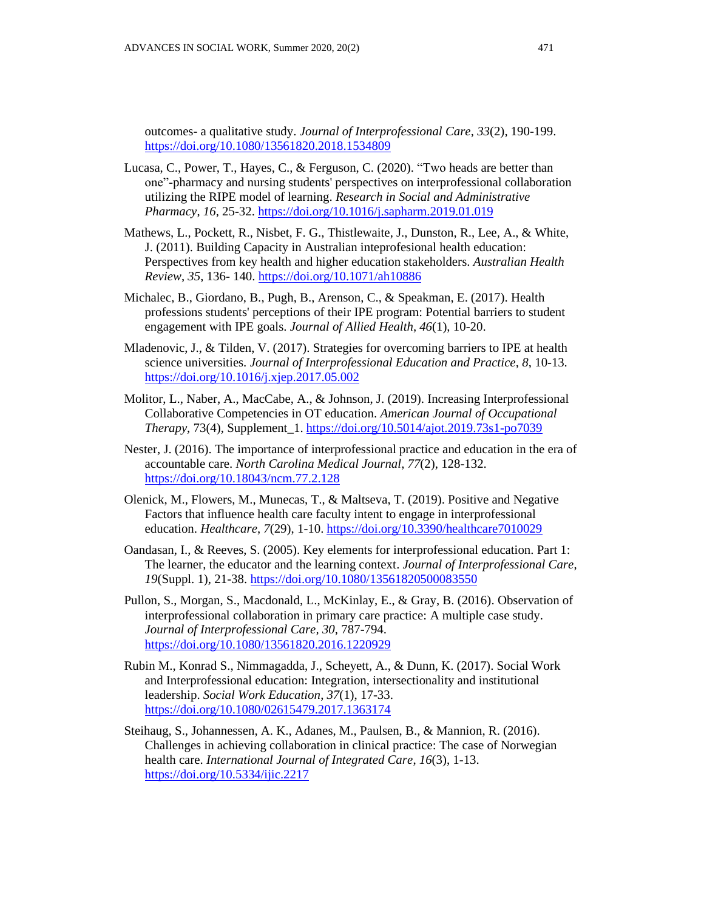outcomes- a qualitative study. *Journal of Interprofessional Care*, *33*(2), 190-199. https://doi.org/10.1080/13561820.2018.1534809

Lucasa, C., Power, T., Hayes, C., & Ferguson, C. (2020). "Two heads are better than one"-pharmacy and nursing students' perspectives on interprofessional collaboration utilizing the RIPE model of learning. *Research in Social and Administrative Pharmacy*, *16*, 25-32. https://doi.org/10.1016/j.sapharm.2019.01.019

Mathews, L., Pockett, R., Nisbet, F. G., Thistlewaite, J., Dunston, R., Lee, A., & White, J. (2011). Building Capacity in Australian inteprofesional health education: Perspectives from key health and higher education stakeholders. *Australian Health Review*, *35*, 136- 140. https://doi.org/10.1071/ah10886

Michalec, B., Giordano, B., Pugh, B., Arenson, C., & Speakman, E. (2017). Health professions students' perceptions of their IPE program: Potential barriers to student engagement with IPE goals. *Journal of Allied Health*, *46*(1), 10-20.

Mladenovic, J., & Tilden, V. (2017). Strategies for overcoming barriers to IPE at health science universities. *Journal of Interprofessional Education and Practice*, *8*, 10-13. https://doi.org/10.1016/j.xjep.2017.05.002

Molitor, L., Naber, A., MacCabe, A., & Johnson, J. (2019). Increasing Interprofessional Collaborative Competencies in OT education. *American Journal of Occupational Therapy*, 73(4), Supplement_1. https://doi.org/10.5014/ajot.2019.73s1-po7039

Nester, J. (2016). The importance of interprofessional practice and education in the era of accountable care. *North Carolina Medical Journal*, *77*(2), 128-132. https://doi.org/10.18043/ncm.77.2.128

Olenick, M., Flowers, M., Munecas, T., & Maltseva, T. (2019). Positive and Negative Factors that influence health care faculty intent to engage in interprofessional education. *Healthcare*, *7*(29), 1-10. https://doi.org/10.3390/healthcare7010029

Oandasan, I., & Reeves, S. (2005). Key elements for interprofessional education. Part 1: The learner, the educator and the learning context. *Journal of Interprofessional Care*, *19*(Suppl. 1), 21-38. https://doi.org/10.1080/13561820500083550

Pullon, S., Morgan, S., Macdonald, L., McKinlay, E., & Gray, B. (2016). Observation of interprofessional collaboration in primary care practice: A multiple case study. *Journal of Interprofessional Care*, *30*, 787-794. https://doi.org/10.1080/13561820.2016.1220929

Rubin M., Konrad S., Nimmagadda, J., Scheyett, A., & Dunn, K. (2017). Social Work and Interprofessional education: Integration, intersectionality and institutional leadership. *Social Work Education*, *37*(1), 17-33. https://doi.org/10.1080/02615479.2017.1363174

Steihaug, S., Johannessen, A. K., Adanes, M., Paulsen, B., & Mannion, R. (2016). Challenges in achieving collaboration in clinical practice: The case of Norwegian health care. *International Journal of Integrated Care*, *16*(3), 1-13. https://doi.org/10.5334/ijic.2217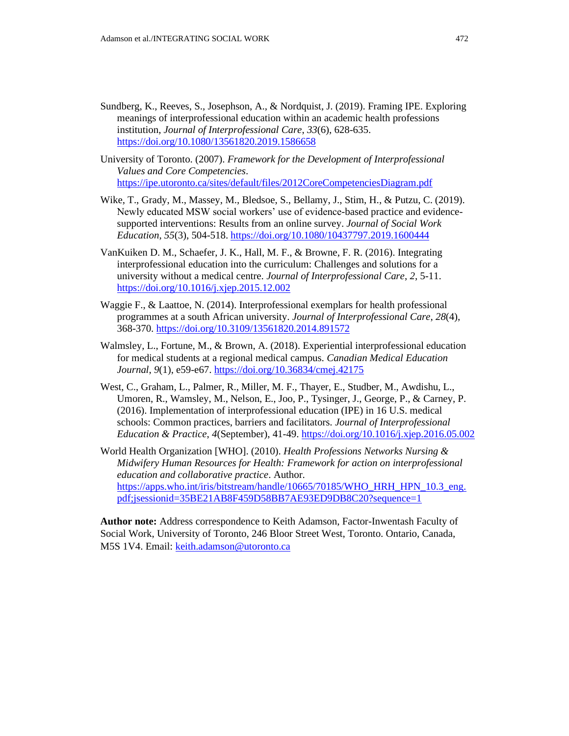Sundberg, K., Reeves, S., Josephson, A., & Nordquist, J. (2019). Framing IPE. Exploring meanings of interprofessional education within an academic health professions institution, *Journal of Interprofessional Care*, *33*(6), 628-635. https://doi.org/10.1080/13561820.2019.1586658

University of Toronto. (2007). *Framework for the Development of Interprofessional Values and Core Competencies*. https://ipe.utoronto.ca/sites/default/files/2012CoreCompetenciesDiagram.pdf

Wike, T., Grady, M., Massey, M., Bledsoe, S., Bellamy, J., Stim, H., & Putzu, C. (2019). Newly educated MSW social workers' use of evidence-based practice and evidence-supported interventions: Results from an online survey. *Journal of Social Work Education*, *55*(3), 504-518. https://doi.org/10.1080/10437797.2019.1600444

VanKuiken D. M., Schaefer, J. K., Hall, M. F., & Browne, F. R. (2016). Integrating interprofessional education into the curriculum: Challenges and solutions for a university without a medical centre. *Journal of Interprofessional Care*, *2*, 5-11. https://doi.org/10.1016/j.xjep.2015.12.002

Waggie F., & Laattoe, N. (2014). Interprofessional exemplars for health professional programmes at a south African university. *Journal of Interprofessional Care*, *28*(4), 368-370. https://doi.org/10.3109/13561820.2014.891572

Walmsley, L., Fortune, M., & Brown, A. (2018). Experiential interprofessional education for medical students at a regional medical campus. *Canadian Medical Education Journal*, *9*(1), e59-e67. https://doi.org/10.36834/cmej.42175

West, C., Graham, L., Palmer, R., Miller, M. F., Thayer, E., Studber, M., Awdishu, L., Umoren, R., Wamsley, M., Nelson, E., Joo, P., Tysinger, J., George, P., & Carney, P. (2016). Implementation of interprofessional education (IPE) in 16 U.S. medical schools: Common practices, barriers and facilitators. *Journal of Interprofessional Education & Practice*, *4*(September), 41-49. https://doi.org/10.1016/j.xjep.2016.05.002

World Health Organization [WHO]. (2010). *Health Professions Networks Nursing & Midwifery Human Resources for Health: Framework for action on interprofessional education and collaborative practice*. Author. https://apps.who.int/iris/bitstream/handle/10665/70185/WHO_HRH_HPN_10.3_eng.pdf;jsessionid=35BE21AB8F459D58BB7AE93ED9DB8C20?sequence=1

**Author note:** Address correspondence to Keith Adamson, Factor-Inwentash Faculty of Social Work, University of Toronto, 246 Bloor Street West, Toronto. Ontario, Canada, M5S 1V4. Email: keith.adamson@utoronto.ca